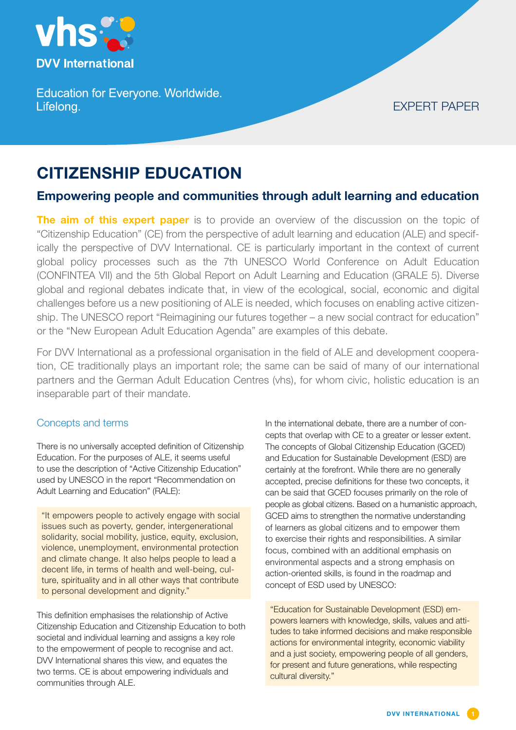vhs

DVV International

Education for Everyone. Worldwide. Lifelong.

EXPERT PAPER

# CITIZENSHIP EDUCATION

## Empowering people and communities through adult learning and education

**The aim of this expert paper** is to provide an overview of the discussion on the topic of "Citizenship Education" (CE) from the perspective of adult learning and education (ALE) and specifically the perspective of DVV International. CE is particularly important in the context of current global policy processes such as the 7th UNESCO World Conference on Adult Education (CONFINTEA VII) and the 5th Global Report on Adult Learning and Education (GRALE 5). Diverse global and regional debates indicate that, in view of the ecological, social, economic and digital challenges before us a new positioning of ALE is needed, which focuses on enabling active citizenship. The UNESCO report "Reimagining our futures together – a new social contract for education" or the "New European Adult Education Agenda" are examples of this debate.

For DVV International as a professional organisation in the field of ALE and development cooperation, CE traditionally plays an important role; the same can be said of many of our international partners and the German Adult Education Centres (vhs), for whom civic, holistic education is an inseparable part of their mandate.

### Concepts and terms

There is no universally accepted definition of Citizenship Education. For the purposes of ALE, it seems useful to use the description of "Active Citizenship Education" used by UNESCO in the report "Recommendation on Adult Learning and Education" (RALE):

> "It empowers people to actively engage with social issues such as poverty, gender, intergenerational solidarity, social mobility, justice, equity, exclusion, violence, unemployment, environmental protection and climate change. It also helps people to lead a decent life, in terms of health and well-being, culture, spirituality and in all other ways that contribute to personal development and dignity."

This definition emphasises the relationship of Active Citizenship Education and Citizenship Education to both societal and individual learning and assigns a key role to the empowerment of people to recognise and act. DVV International shares this view, and equates the two terms. CE is about empowering individuals and communities through ALE.

In the international debate, there are a number of concepts that overlap with CE to a greater or lesser extent. The concepts of Global Citizenship Education (GCED) and Education for Sustainable Development (ESD) are certainly at the forefront. While there are no generally accepted, precise definitions for these two concepts, it can be said that GCED focuses primarily on the role of people as global citizens. Based on a humanistic approach, GCED aims to strengthen the normative understanding of learners as global citizens and to empower them to exercise their rights and responsibilities. A similar focus, combined with an additional emphasis on environmental aspects and a strong emphasis on action-oriented skills, is found in the roadmap and concept of ESD used by UNESCO:

> "Education for Sustainable Development (ESD) empowers learners with knowledge, skills, values and attitudes to take informed decisions and make responsible actions for environmental integrity, economic viability and a just society, empowering people of all genders, for present and future generations, while respecting cultural diversity."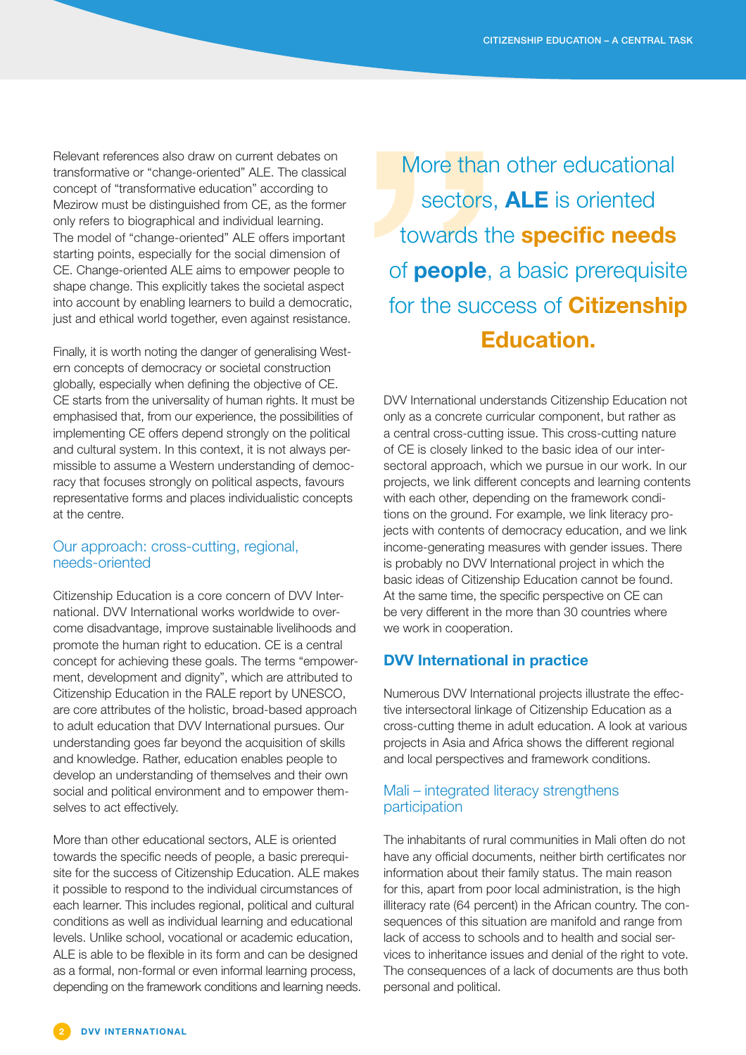Relevant references also draw on current debates on transformative or "change-oriented" ALE. The classical concept of "transformative education" according to Mezirow must be distinguished from CE, as the former only refers to biographical and individual learning. The model of "change-oriented" ALE offers important starting points, especially for the social dimension of CE. Change-oriented ALE aims to empower people to shape change. This explicitly takes the societal aspect into account by enabling learners to build a democratic, just and ethical world together, even against resistance.

Finally, it is worth noting the danger of generalising Western concepts of democracy or societal construction globally, especially when defining the objective of CE. CE starts from the universality of human rights. It must be emphasised that, from our experience, the possibilities of implementing CE offers depend strongly on the political and cultural system. In this context, it is not always permissible to assume a Western understanding of democracy that focuses strongly on political aspects, favours representative forms and places individualistic concepts at the centre.

## Our approach: cross-cutting, regional, needs-oriented

Citizenship Education is a core concern of DVV International. DVV International works worldwide to overcome disadvantage, improve sustainable livelihoods and promote the human right to education. CE is a central concept for achieving these goals. The terms "empowerment, development and dignity", which are attributed to Citizenship Education in the RALE report by UNESCO, are core attributes of the holistic, broad-based approach to adult education that DVV International pursues. Our understanding goes far beyond the acquisition of skills and knowledge. Rather, education enables people to develop an understanding of themselves and their own social and political environment and to empower themselves to act effectively.

More than other educational sectors, ALE is oriented towards the specific needs of people, a basic prerequisite for the success of Citizenship Education. ALE makes it possible to respond to the individual circumstances of each learner. This includes regional, political and cultural conditions as well as individual learning and educational levels. Unlike school, vocational or academic education, ALE is able to be flexible in its form and can be designed as a formal, non-formal or even informal learning process, depending on the framework conditions and learning needs.

> More than other educational sectors, **ALE** is oriented towards the **specific needs** of **people**, a basic prerequisite for the success of **Citizenship Education.**

DVV International understands Citizenship Education not only as a concrete curricular component, but rather as a central cross-cutting issue. This cross-cutting nature of CE is closely linked to the basic idea of our intersectoral approach, which we pursue in our work. In our projects, we link different concepts and learning contents with each other, depending on the framework conditions on the ground. For example, we link literacy projects with contents of democracy education, and we link income-generating measures with gender issues. There is probably no DVV International project in which the basic ideas of Citizenship Education cannot be found. At the same time, the specific perspective on CE can be very different in the more than 30 countries where we work in cooperation.

## DVV International in practice

Numerous DVV International projects illustrate the effective intersectoral linkage of Citizenship Education as a cross-cutting theme in adult education. A look at various projects in Asia and Africa shows the different regional and local perspectives and framework conditions.

### Mali – integrated literacy strengthens participation

The inhabitants of rural communities in Mali often do not have any official documents, neither birth certificates nor information about their family status. The main reason for this, apart from poor local administration, is the high illiteracy rate (64 percent) in the African country. The consequences of this situation are manifold and range from lack of access to schools and to health and social services to inheritance issues and denial of the right to vote. The consequences of a lack of documents are thus both personal and political.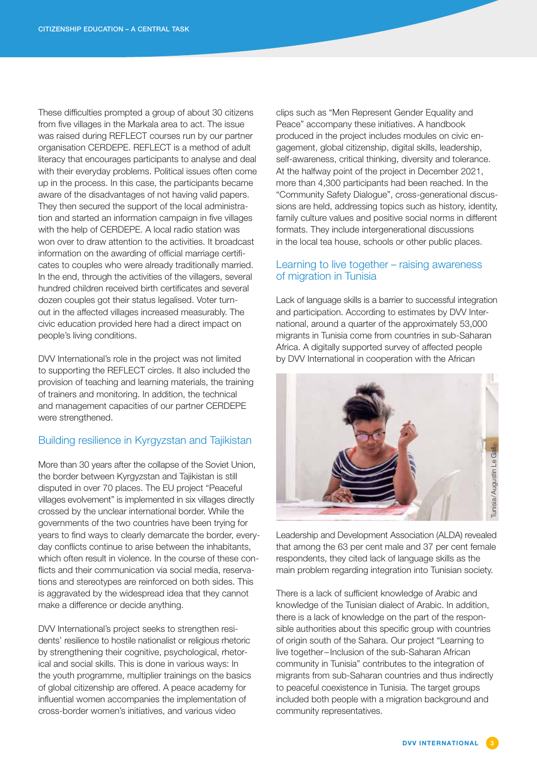These difficulties prompted a group of about 30 citizens from five villages in the Markala area to act. The issue was raised during REFLECT courses run by our partner organisation CERDEPE. REFLECT is a method of adult literacy that encourages participants to analyse and deal with their everyday problems. Political issues often come up in the process. In this case, the participants became aware of the disadvantages of not having valid papers. They then secured the support of the local administration and started an information campaign in five villages with the help of CERDEPE. A local radio station was won over to draw attention to the activities. It broadcast information on the awarding of official marriage certificates to couples who were already traditionally married. In the end, through the activities of the villagers, several hundred children received birth certificates and several dozen couples got their status legalised. Voter turnout in the affected villages increased measurably. The civic education provided here had a direct impact on people's living conditions.

DVV International's role in the project was not limited to supporting the REFLECT circles. It also included the provision of teaching and learning materials, the training of trainers and monitoring. In addition, the technical and management capacities of our partner CERDEPE were strengthened.

## Building resilience in Kyrgyzstan and Tajikistan

More than 30 years after the collapse of the Soviet Union, the border between Kyrgyzstan and Tajikistan is still disputed in over 70 places. The EU project "Peaceful villages evolvement" is implemented in six villages directly crossed by the unclear international border. While the governments of the two countries have been trying for years to find ways to clearly demarcate the border, everyday conflicts continue to arise between the inhabitants, which often result in violence. In the course of these conflicts and their communication via social media, reservations and stereotypes are reinforced on both sides. This is aggravated by the widespread idea that they cannot make a difference or decide anything.

DVV International's project seeks to strengthen residents' resilience to hostile nationalist or religious rhetoric by strengthening their cognitive, psychological, rhetorical and social skills. This is done in various ways: In the youth programme, multiplier trainings on the basics of global citizenship are offered. A peace academy for influential women accompanies the implementation of cross-border women's initiatives, and various video clips such as "Men Represent Gender Equality and Peace" accompany these initiatives. A handbook produced in the project includes modules on civic engagement, global citizenship, digital skills, leadership, self-awareness, critical thinking, diversity and tolerance. At the halfway point of the project in December 2021, more than 4,300 participants had been reached. In the "Community Safety Dialogue", cross-generational discussions are held, addressing topics such as history, identity, family culture values and positive social norms in different formats. They include intergenerational discussions in the local tea house, schools or other public places.

## Learning to live together – raising awareness of migration in Tunisia

Lack of language skills is a barrier to successful integration and participation. According to estimates by DVV International, around a quarter of the approximately 53,000 migrants in Tunisia come from countries in sub-Saharan Africa. A digitally supported survey of affected people by DVV International in cooperation with the African Leadership and Development Association (ALDA) revealed that among the 63 per cent male and 37 per cent female respondents, they cited lack of language skills as the main problem regarding integration into Tunisian society.

Tunisia/Augustin Le Gall

There is a lack of sufficient knowledge of Arabic and knowledge of the Tunisian dialect of Arabic. In addition, there is a lack of knowledge on the part of the responsible authorities about this specific group with countries of origin south of the Sahara. Our project "Learning to live together – Inclusion of the sub-Saharan African community in Tunisia" contributes to the integration of migrants from sub-Saharan countries and thus indirectly to peaceful coexistence in Tunisia. The target groups included both people with a migration background and community representatives.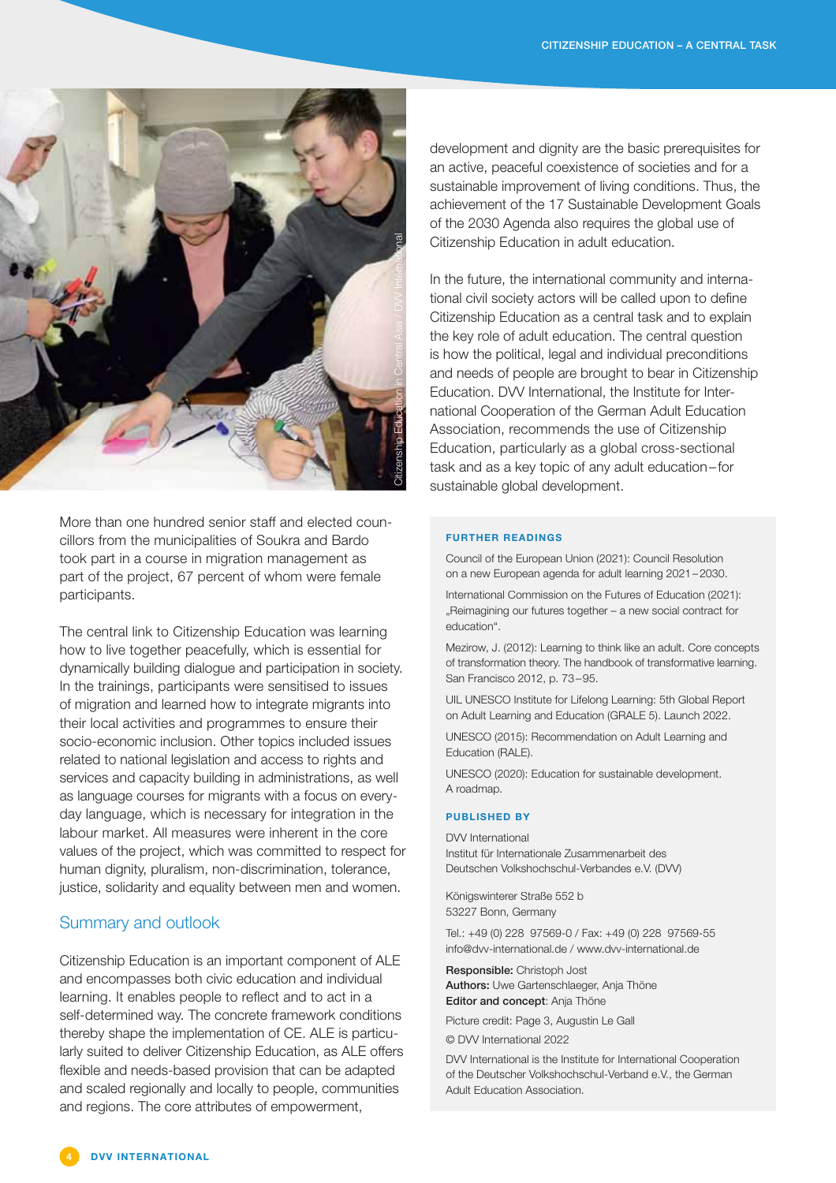Citizenship Education in Central Asia / DVV International

More than one hundred senior staff and elected councillors from the municipalities of Soukra and Bardo took part in a course in migration management as part of the project, 67 percent of whom were female participants.

The central link to Citizenship Education was learning how to live together peacefully, which is essential for dynamically building dialogue and participation in society. In the trainings, participants were sensitised to issues of migration and learned how to integrate migrants into their local activities and programmes to ensure their socio-economic inclusion. Other topics included issues related to national legislation and access to rights and services and capacity building in administrations, as well as language courses for migrants with a focus on everyday language, which is necessary for integration in the labour market. All measures were inherent in the core values of the project, which was committed to respect for human dignity, pluralism, non-discrimination, tolerance, justice, solidarity and equality between men and women.

## Summary and outlook

Citizenship Education is an important component of ALE and encompasses both civic education and individual learning. It enables people to reflect and to act in a self-determined way. The concrete framework conditions thereby shape the implementation of CE. ALE is particularly suited to deliver Citizenship Education, as ALE offers flexible and needs-based provision that can be adapted and scaled regionally and locally to people, communities and regions. The core attributes of empowerment, development and dignity are the basic prerequisites for an active, peaceful coexistence of societies and for a sustainable improvement of living conditions. Thus, the achievement of the 17 Sustainable Development Goals of the 2030 Agenda also requires the global use of Citizenship Education in adult education.

In the future, the international community and international civil society actors will be called upon to define Citizenship Education as a central task and to explain the key role of adult education. The central question is how the political, legal and individual preconditions and needs of people are brought to bear in Citizenship Education. DVV International, the Institute for International Cooperation of the German Adult Education Association, recommends the use of Citizenship Education, particularly as a global cross-sectional task and as a key topic of any adult education – for sustainable global development.

### FURTHER READINGS

Council of the European Union (2021): Council Resolution on a new European agenda for adult learning 2021 – 2030.

International Commission on the Futures of Education (2021): „Reimagining our futures together – a new social contract for education".

Mezirow, J. (2012): Learning to think like an adult. Core concepts of transformation theory. The handbook of transformative learning. San Francisco 2012, p. 73 – 95.

UIL UNESCO Institute for Lifelong Learning: 5th Global Report on Adult Learning and Education (GRALE 5). Launch 2022.

UNESCO (2015): Recommendation on Adult Learning and Education (RALE).

UNESCO (2020): Education for sustainable development. A roadmap.

### PUBLISHED BY

DVV International
Institut für Internationale Zusammenarbeit des Deutschen Volkshochschul-Verbandes e.V. (DVV)

Königswinterer Straße 552 b
53227 Bonn, Germany

Tel.: +49 (0) 228 97569-0 / Fax: +49 (0) 228 97569-55
info@dvv-international.de / www.dvv-international.de

**Responsible:** Christoph Jost
**Authors:** Uwe Gartenschlaeger, Anja Thöne
**Editor and concept**: Anja Thöne

Picture credit: Page 3, Augustin Le Gall

© DVV International 2022

DVV International is the Institute for International Cooperation of the Deutscher Volkshochschul-Verband e.V., the German Adult Education Association.